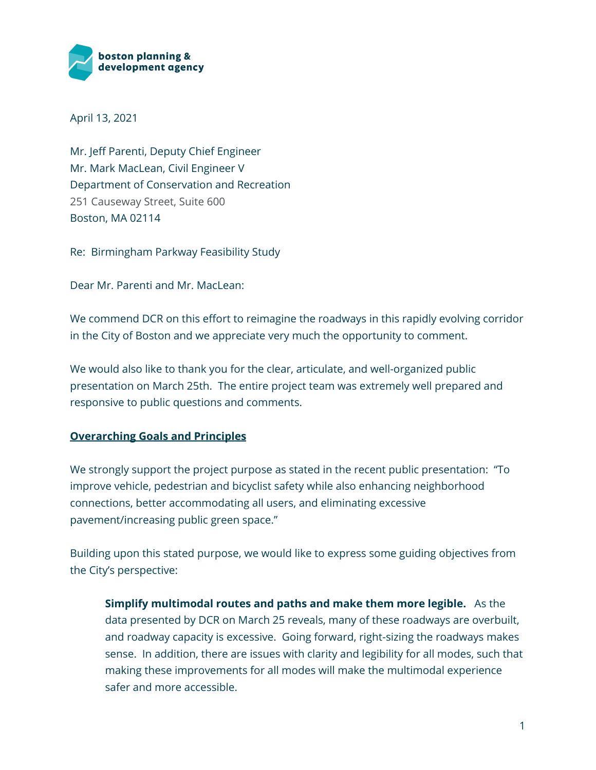boston planning & development agency

April 13, 2021

Mr. Jeff Parenti, Deputy Chief Engineer
Mr. Mark MacLean, Civil Engineer V
Department of Conservation and Recreation
251 Causeway Street, Suite 600
Boston, MA 02114

Re: Birmingham Parkway Feasibility Study

Dear Mr. Parenti and Mr. MacLean:

We commend DCR on this effort to reimagine the roadways in this rapidly evolving corridor in the City of Boston and we appreciate very much the opportunity to comment.

We would also like to thank you for the clear, articulate, and well-organized public presentation on March 25th. The entire project team was extremely well prepared and responsive to public questions and comments.

## Overarching Goals and Principles

We strongly support the project purpose as stated in the recent public presentation: "To improve vehicle, pedestrian and bicyclist safety while also enhancing neighborhood connections, better accommodating all users, and eliminating excessive pavement/increasing public green space."

Building upon this stated purpose, we would like to express some guiding objectives from the City's perspective:

> **Simplify multimodal routes and paths and make them more legible.** As the data presented by DCR on March 25 reveals, many of these roadways are overbuilt, and roadway capacity is excessive. Going forward, right-sizing the roadways makes sense. In addition, there are issues with clarity and legibility for all modes, such that making these improvements for all modes will make the multimodal experience safer and more accessible.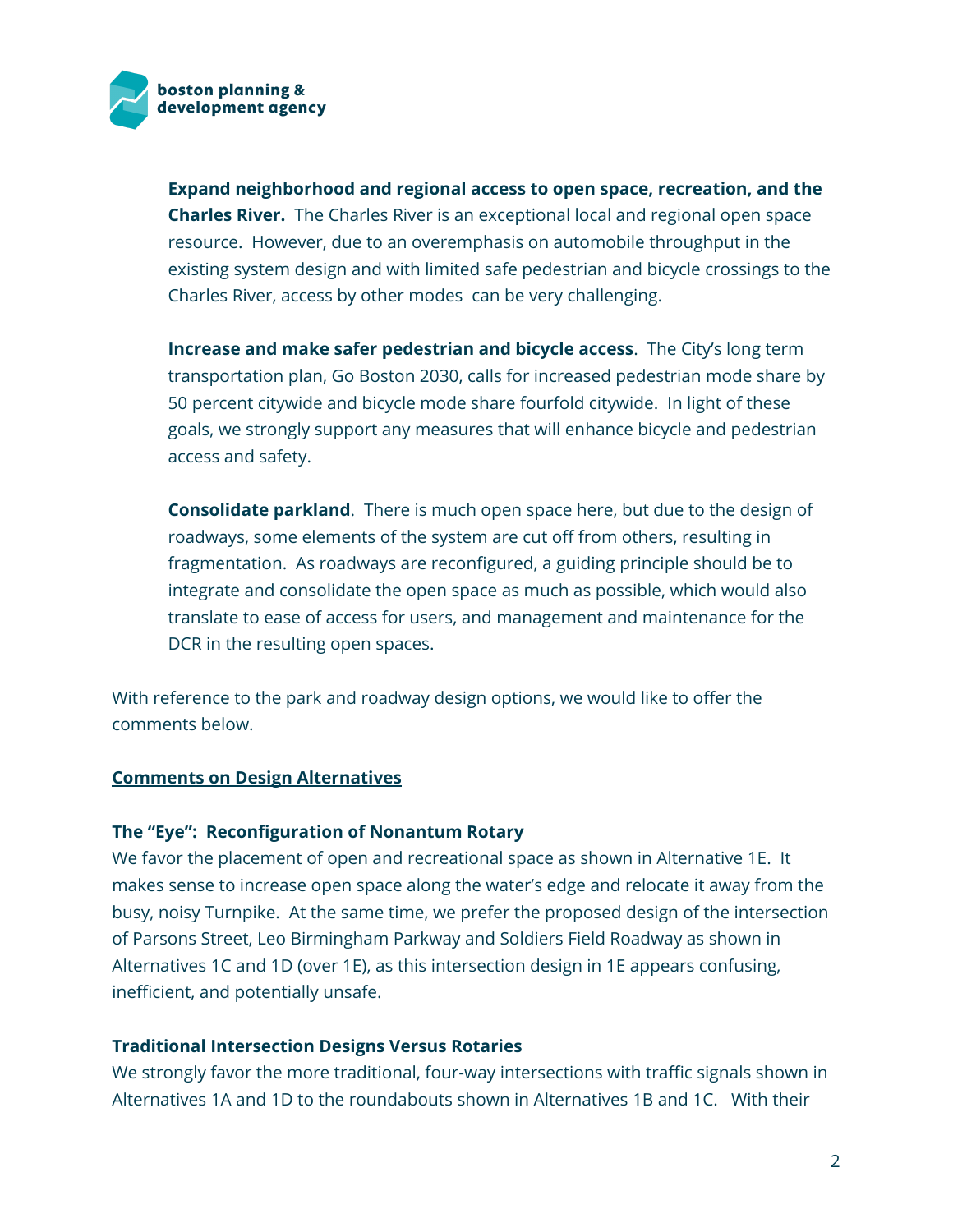**Expand neighborhood and regional access to open space, recreation, and the Charles River.** The Charles River is an exceptional local and regional open space resource. However, due to an overemphasis on automobile throughput in the existing system design and with limited safe pedestrian and bicycle crossings to the Charles River, access by other modes can be very challenging.

**Increase and make safer pedestrian and bicycle access**. The City's long term transportation plan, Go Boston 2030, calls for increased pedestrian mode share by 50 percent citywide and bicycle mode share fourfold citywide. In light of these goals, we strongly support any measures that will enhance bicycle and pedestrian access and safety.

**Consolidate parkland**. There is much open space here, but due to the design of roadways, some elements of the system are cut off from others, resulting in fragmentation. As roadways are reconfigured, a guiding principle should be to integrate and consolidate the open space as much as possible, which would also translate to ease of access for users, and management and maintenance for the DCR in the resulting open spaces.

With reference to the park and roadway design options, we would like to offer the comments below.

## Comments on Design Alternatives

### The "Eye": Reconfiguration of Nonantum Rotary

We favor the placement of open and recreational space as shown in Alternative 1E. It makes sense to increase open space along the water's edge and relocate it away from the busy, noisy Turnpike. At the same time, we prefer the proposed design of the intersection of Parsons Street, Leo Birmingham Parkway and Soldiers Field Roadway as shown in Alternatives 1C and 1D (over 1E), as this intersection design in 1E appears confusing, inefficient, and potentially unsafe.

### Traditional Intersection Designs Versus Rotaries

We strongly favor the more traditional, four-way intersections with traffic signals shown in Alternatives 1A and 1D to the roundabouts shown in Alternatives 1B and 1C. With their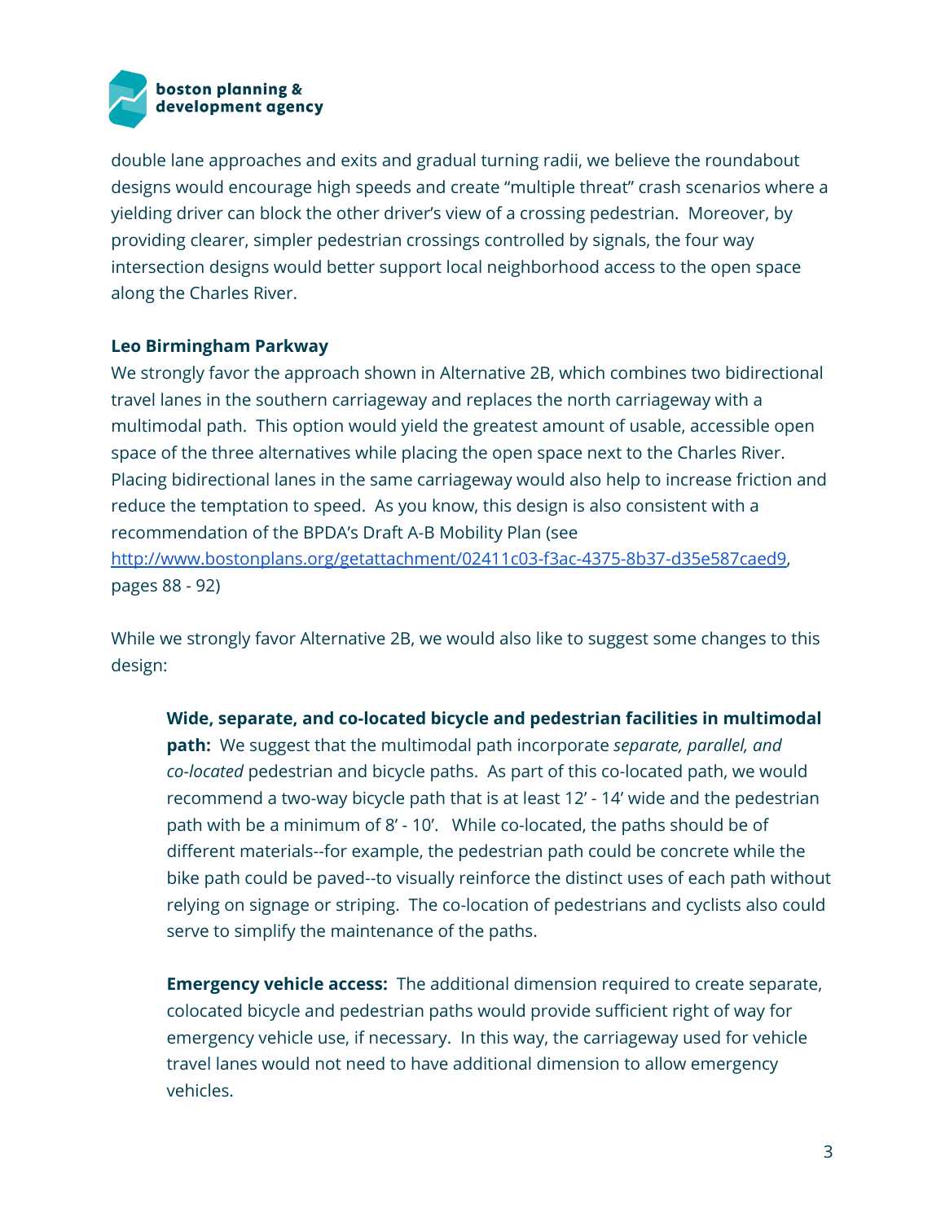double lane approaches and exits and gradual turning radii, we believe the roundabout designs would encourage high speeds and create "multiple threat" crash scenarios where a yielding driver can block the other driver's view of a crossing pedestrian. Moreover, by providing clearer, simpler pedestrian crossings controlled by signals, the four way intersection designs would better support local neighborhood access to the open space along the Charles River.

**Leo Birmingham Parkway**

We strongly favor the approach shown in Alternative 2B, which combines two bidirectional travel lanes in the southern carriageway and replaces the north carriageway with a multimodal path. This option would yield the greatest amount of usable, accessible open space of the three alternatives while placing the open space next to the Charles River. Placing bidirectional lanes in the same carriageway would also help to increase friction and reduce the temptation to speed. As you know, this design is also consistent with a recommendation of the BPDA's Draft A-B Mobility Plan (see http://www.bostonplans.org/getattachment/02411c03-f3ac-4375-8b37-d35e587caed9, pages 88 - 92)

While we strongly favor Alternative 2B, we would also like to suggest some changes to this design:

> **Wide, separate, and co-located bicycle and pedestrian facilities in multimodal path:** We suggest that the multimodal path incorporate *separate, parallel, and co-located* pedestrian and bicycle paths. As part of this co-located path, we would recommend a two-way bicycle path that is at least 12' - 14' wide and the pedestrian path with be a minimum of 8' - 10'. While co-located, the paths should be of different materials--for example, the pedestrian path could be concrete while the bike path could be paved--to visually reinforce the distinct uses of each path without relying on signage or striping. The co-location of pedestrians and cyclists also could serve to simplify the maintenance of the paths.
>
> **Emergency vehicle access:** The additional dimension required to create separate, colocated bicycle and pedestrian paths would provide sufficient right of way for emergency vehicle use, if necessary. In this way, the carriageway used for vehicle travel lanes would not need to have additional dimension to allow emergency vehicles.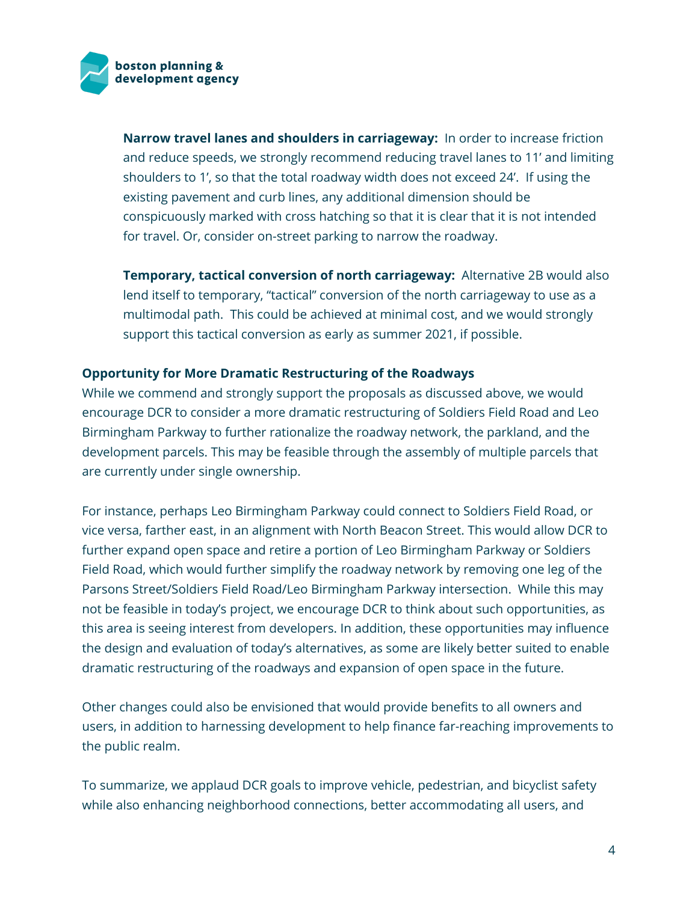**Narrow travel lanes and shoulders in carriageway:** In order to increase friction and reduce speeds, we strongly recommend reducing travel lanes to 11’ and limiting shoulders to 1’, so that the total roadway width does not exceed 24’. If using the existing pavement and curb lines, any additional dimension should be conspicuously marked with cross hatching so that it is clear that it is not intended for travel. Or, consider on-street parking to narrow the roadway.

**Temporary, tactical conversion of north carriageway:** Alternative 2B would also lend itself to temporary, “tactical” conversion of the north carriageway to use as a multimodal path. This could be achieved at minimal cost, and we would strongly support this tactical conversion as early as summer 2021, if possible.

**Opportunity for More Dramatic Restructuring of the Roadways**

While we commend and strongly support the proposals as discussed above, we would encourage DCR to consider a more dramatic restructuring of Soldiers Field Road and Leo Birmingham Parkway to further rationalize the roadway network, the parkland, and the development parcels. This may be feasible through the assembly of multiple parcels that are currently under single ownership.

For instance, perhaps Leo Birmingham Parkway could connect to Soldiers Field Road, or vice versa, farther east, in an alignment with North Beacon Street. This would allow DCR to further expand open space and retire a portion of Leo Birmingham Parkway or Soldiers Field Road, which would further simplify the roadway network by removing one leg of the Parsons Street/Soldiers Field Road/Leo Birmingham Parkway intersection. While this may not be feasible in today’s project, we encourage DCR to think about such opportunities, as this area is seeing interest from developers. In addition, these opportunities may influence the design and evaluation of today’s alternatives, as some are likely better suited to enable dramatic restructuring of the roadways and expansion of open space in the future.

Other changes could also be envisioned that would provide benefits to all owners and users, in addition to harnessing development to help finance far-reaching improvements to the public realm.

To summarize, we applaud DCR goals to improve vehicle, pedestrian, and bicyclist safety while also enhancing neighborhood connections, better accommodating all users, and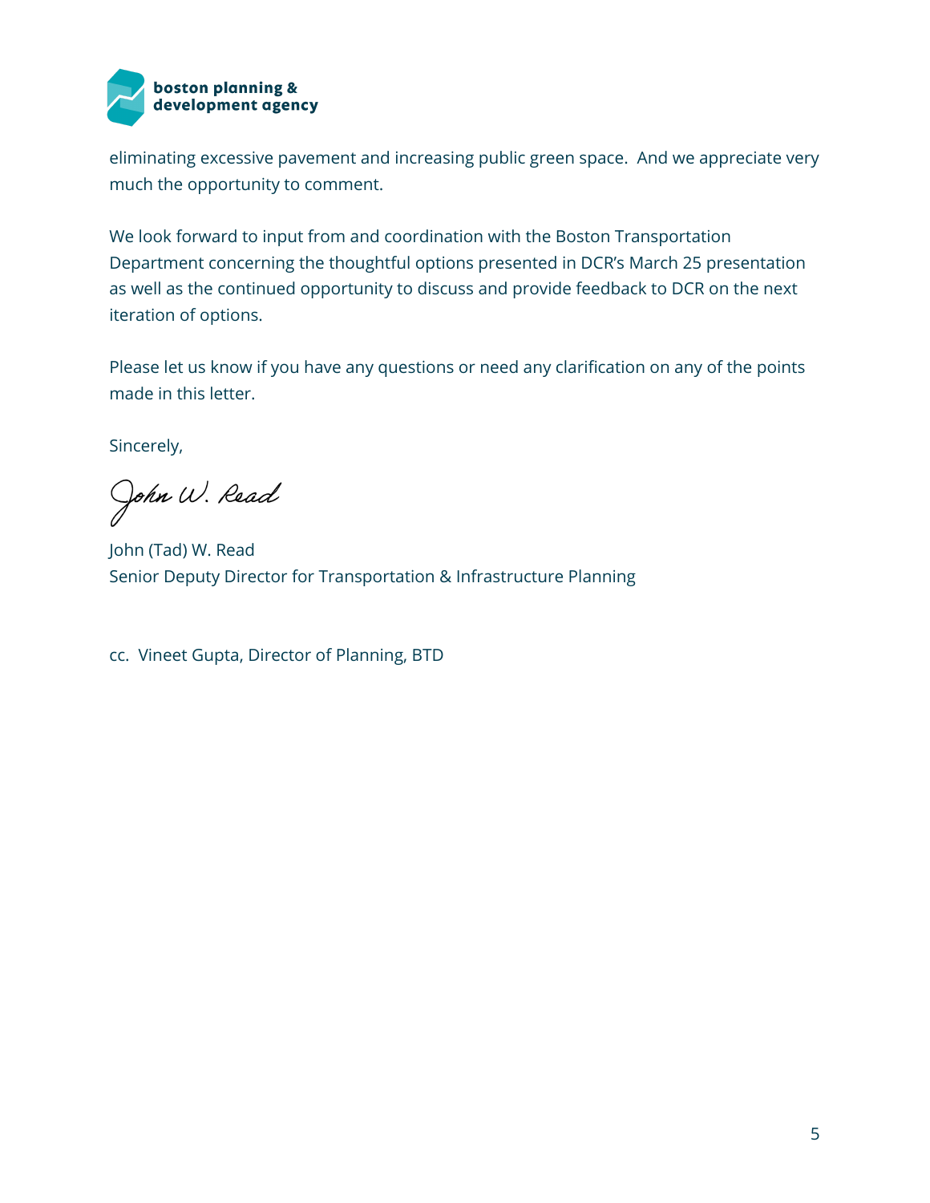eliminating excessive pavement and increasing public green space. And we appreciate very much the opportunity to comment.

We look forward to input from and coordination with the Boston Transportation Department concerning the thoughtful options presented in DCR's March 25 presentation as well as the continued opportunity to discuss and provide feedback to DCR on the next iteration of options.

Please let us know if you have any questions or need any clarification on any of the points made in this letter.

Sincerely,

John W. Read

John (Tad) W. Read
Senior Deputy Director for Transportation & Infrastructure Planning

cc. Vineet Gupta, Director of Planning, BTD